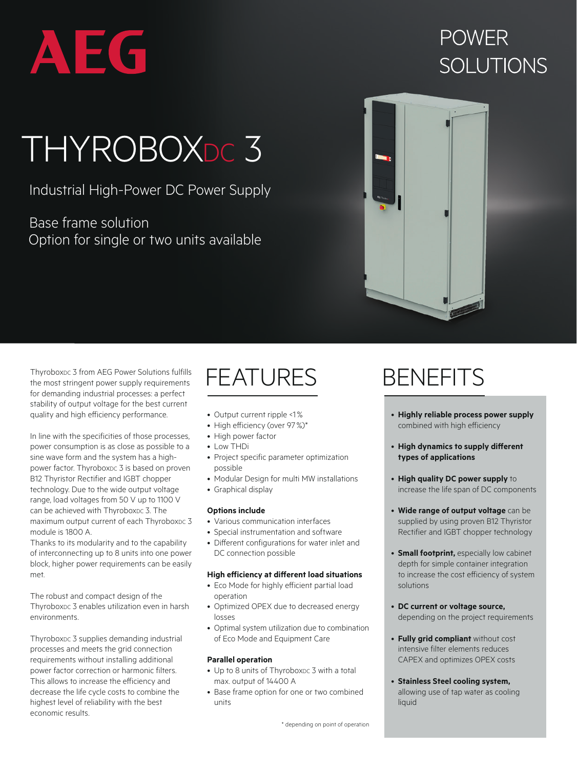AEG

POWER SOLUTIONS

# THYROBOXDC 3

## Industrial High-Power DC Power Supply

Base frame solution
Option for single or two units available

ThyroboxDC 3 from AEG Power Solutions fulfills the most stringent power supply requirements for demanding industrial processes: a perfect stability of output voltage for the best current quality and high efficiency performance.

In line with the specificities of those processes, power consumption is as close as possible to a sine wave form and the system has a high-power factor. ThyroboxDC 3 is based on proven B12 Thyristor Rectifier and IGBT chopper technology. Due to the wide output voltage range, load voltages from 50 V up to 1100 V can be achieved with ThyroboxDC 3. The maximum output current of each ThyroboxDC 3 module is 1800 A.
Thanks to its modularity and to the capability of interconnecting up to 8 units into one power block, higher power requirements can be easily met.

The robust and compact design of the ThyroboxDC 3 enables utilization even in harsh environments.

ThyroboxDC 3 supplies demanding industrial processes and meets the grid connection requirements without installing additional power factor correction or harmonic filters. This allows to increase the efficiency and decrease the life cycle costs to combine the highest level of reliability with the best economic results.

## FEATURES

- Output current ripple <1 %
- High efficiency (over 97 %)*
- High power factor
- Low THDi
- Project specific parameter optimization possible
- Modular Design for multi MW installations
- Graphical display

**Options include**

- Various communication interfaces
- Special instrumentation and software
- Different configurations for water inlet and DC connection possible

**High efficiency at different load situations**

- Eco Mode for highly efficient partial load operation
- Optimized OPEX due to decreased energy losses
- Optimal system utilization due to combination of Eco Mode and Equipment Care

**Parallel operation**

- Up to 8 units of ThyroboxDC 3 with a total max. output of 14400 A
- Base frame option for one or two combined units

\* depending on point of operation

## BENEFITS

- **Highly reliable process power supply** combined with high efficiency
- **High dynamics to supply different types of applications**
- **High quality DC power supply** to increase the life span of DC components
- **Wide range of output voltage** can be supplied by using proven B12 Thyristor Rectifier and IGBT chopper technology
- **Small footprint,** especially low cabinet depth for simple container integration to increase the cost efficiency of system solutions
- **DC current or voltage source,** depending on the project requirements
- **Fully grid compliant** without cost intensive filter elements reduces CAPEX and optimizes OPEX costs
- **Stainless Steel cooling system,** allowing use of tap water as cooling liquid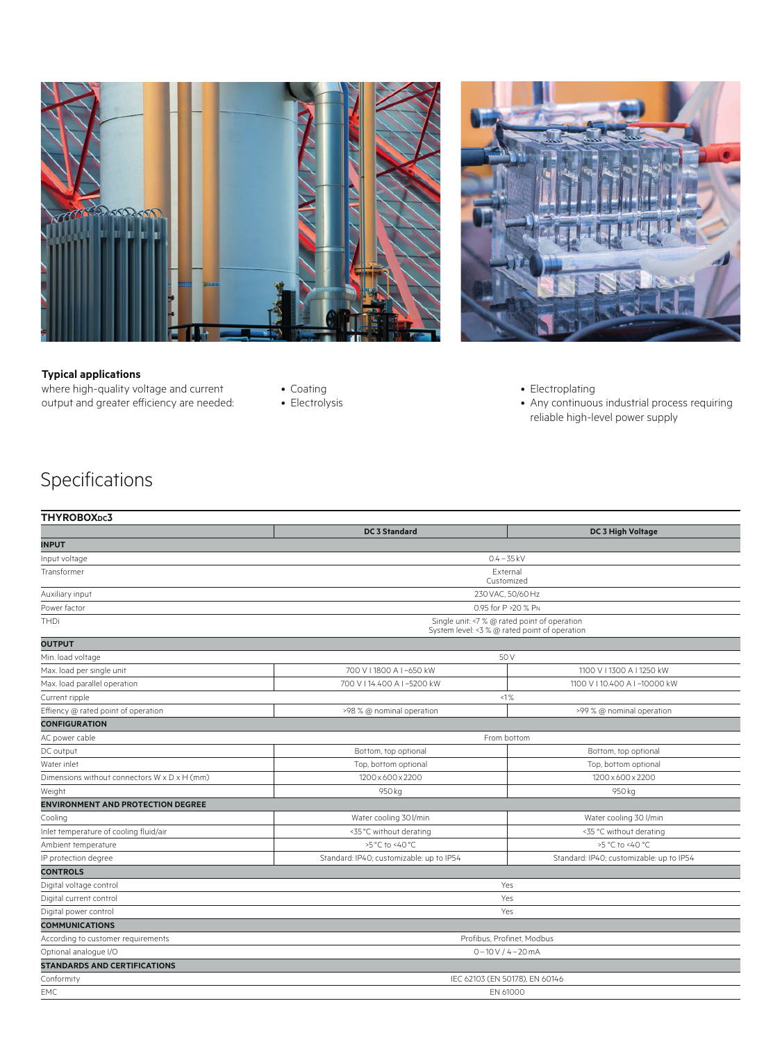**Typical applications**
where high-quality voltage and current output and greater efficiency are needed:

- Coating
- Electrolysis
- Electroplating
- Any continuous industrial process requiring reliable high-level power supply

# Specifications

| THYROBOX$_{DC}$3 | DC 3 Standard | DC 3 High Voltage |
|---|---|---|
| **INPUT** | | |
| Input voltage | 0.4 – 35 kV | |
| Transformer | External<br>Customized | |
| Auxiliary input | 230 VAC, 50/60 Hz | |
| Power factor | 0.95 for P >20 % $P_N$ | |
| THDi | Single unit: <7 % @ rated point of operation<br>System level: <3 % @ rated point of operation | |
| **OUTPUT** | | |
| Min. load voltage | 50 V | |
| Max. load per single unit | 700 V I 1800 A I ~650 kW | 1100 V I 1300 A I 1250 kW |
| Max. load parallel operation | 700 V I 14.400 A I ~5200 kW | 1100 V I 10.400 A I ~10000 kW |
| Current ripple | <1 % | |
| Effiency @ rated point of operation | >98 % @ nominal operation | >99 % @ nominal operation |
| **CONFIGURATION** | | |
| AC power cable | From bottom | |
| DC output | Bottom, top optional | Bottom, top optional |
| Water inlet | Top, bottom optional | Top, bottom optional |
| Dimensions without connectors W x D x H (mm) | 1200 x 600 x 2200 | 1200 x 600 x 2200 |
| Weight | 950 kg | 950 kg |
| **ENVIRONMENT AND PROTECTION DEGREE** | | |
| Cooling | Water cooling 30 l/min | Water cooling 30 l/min |
| Inlet temperature of cooling fluid/air | <35 °C without derating | <35 °C without derating |
| Ambient temperature | >5 °C to <40 °C | >5 °C to <40 °C |
| IP protection degree | Standard: IP40; customizable: up to IP54 | Standard: IP40; customizable: up to IP54 |
| **CONTROLS** | | |
| Digital voltage control | Yes | |
| Digital current control | Yes | |
| Digital power control | Yes | |
| **COMMUNICATIONS** | | |
| According to customer requirements | Profibus, Profinet, Modbus | |
| Optional analogue I/O | 0 – 10 V / 4 – 20 mA | |
| **STANDARDS AND CERTIFICATIONS** | | |
| Conformity | IEC 62103 (EN 50178), EN 60146 | |
| EMC | EN 61000 | |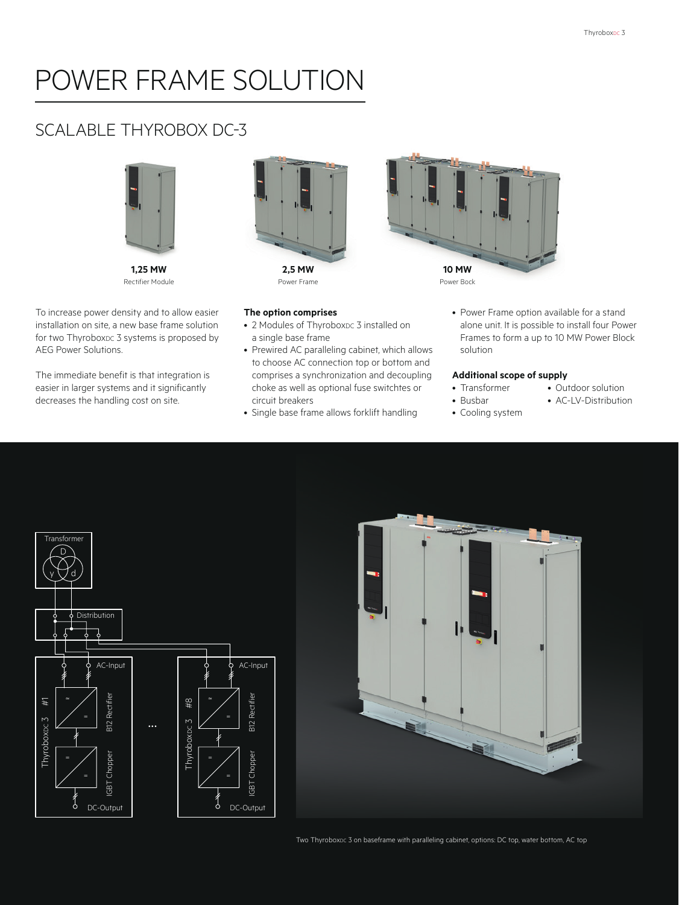# POWER FRAME SOLUTION

## SCALABLE THYROBOX DC-3

**1,25 MW**
Rectifier Module

**2,5 MW**
Power Frame

**10 MW**
Power Bock

To increase power density and to allow easier installation on site, a new base frame solution for two ThyroboxDC 3 systems is proposed by AEG Power Solutions.

The immediate benefit is that integration is easier in larger systems and it significantly decreases the handling cost on site.

**The option comprises**

- 2 Modules of ThyroboxDC 3 installed on a single base frame
- Prewired AC paralleling cabinet, which allows to choose AC connection top or bottom and comprises a synchronization and decoupling choke as well as optional fuse switchtes or circuit breakers
- Single base frame allows forklift handling
- Power Frame option available for a stand alone unit. It is possible to install four Power Frames to form a up to 10 MW Power Block solution

**Additional scope of supply**

- Transformer
- Busbar
- Cooling system
- Outdoor solution
- AC-LV-Distribution

Transformer
D
y d

Distribution

AC-Input
ThyroboxDC 3 #1
B12 Rectifier
IGBT Chopper
DC-Output

...

AC-Input
ThyroboxDC 3 #8
B12 Rectifier
IGBT Chopper
DC-Output

Two ThyroboxDC 3 on baseframe with paralleling cabinet, options: DC top, water bottom, AC top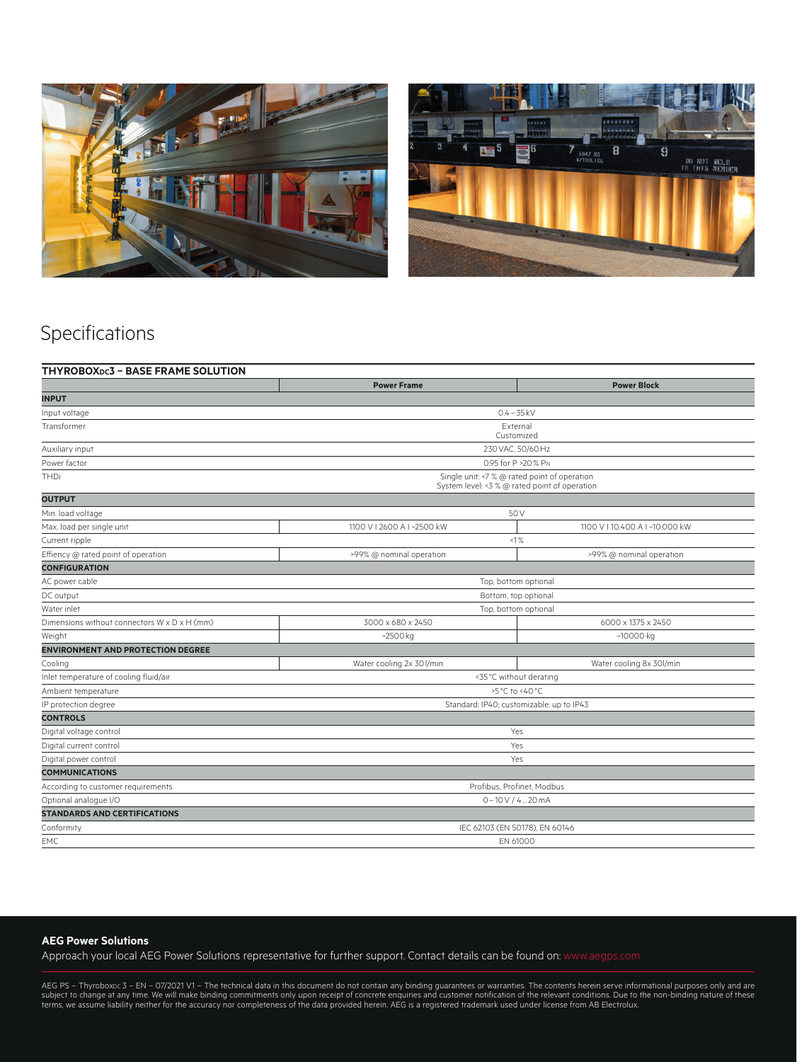# Specifications

| THYROBOX$_{DC}$3 – BASE FRAME SOLUTION | Power Frame | Power Block |
|---|---|---|
| **INPUT** | | |
| Input voltage | 0.4 – 35 kV | |
| Transformer | External<br>Customized | |
| Auxiliary input | 230 VAC, 50/60 Hz | |
| Power factor | 0.95 for P >20 % $P_N$ | |
| THDi | Single unit: <7 % @ rated point of operation<br>System level: <3 % @ rated point of operation | |
| **OUTPUT** | | |
| Min. load voltage | 50 V | |
| Max. load per single unit | 1100 V I 2600 A I ~2500 kW | 1100 V I 10.400 A I ~10.000 kW |
| Current ripple | <1 % | |
| Effiency @ rated point of operation | >99% @ nominal operation | >99% @ nominal operation |
| **CONFIGURATION** | | |
| AC power cable | Top, bottom optional | |
| DC output | Bottom, top optional | |
| Water inlet | Top, bottom optional | |
| Dimensions without connectors W x D x H (mm) | 3000 x 680 x 2450 | 6000 x 1375 x 2450 |
| Weight | ~2500 kg | ~10000 kg |
| **ENVIRONMENT AND PROTECTION DEGREE** | | |
| Cooling | Water cooling 2x 30 l/min | Water cooling 8x 30l/min |
| Inlet temperature of cooling fluid/air | <35 °C without derating | |
| Ambient temperature | >5 °C to <40 °C | |
| IP protection degree | Standard: IP40; customizable: up to IP43 | |
| **CONTROLS** | | |
| Digital voltage control | Yes | |
| Digital current control | Yes | |
| Digital power control | Yes | |
| **COMMUNICATIONS** | | |
| According to customer requirements | Profibus, Profinet, Modbus | |
| Optional analogue I/O | 0 – 10 V / 4 ... 20 mA | |
| **STANDARDS AND CERTIFICATIONS** | | |
| Conformity | IEC 62103 (EN 50178), EN 60146 | |
| EMC | EN 61000 | |

**AEG Power Solutions**

Approach your local AEG Power Solutions representative for further support. Contact details can be found on: www.aegps.com

AEG PS – Thyrobox$_{DC}$ 3 – EN – 07/2021 V1 – The technical data in this document do not contain any binding guarantees or warranties. The contents herein serve informational purposes only and are subject to change at any time. We will make binding commitments only upon receipt of concrete enquiries and customer notification of the relevant conditions. Due to the non-binding nature of these terms, we assume liability neither for the accuracy nor completeness of the data provided herein. AEG is a registered trademark used under license from AB Electrolux.